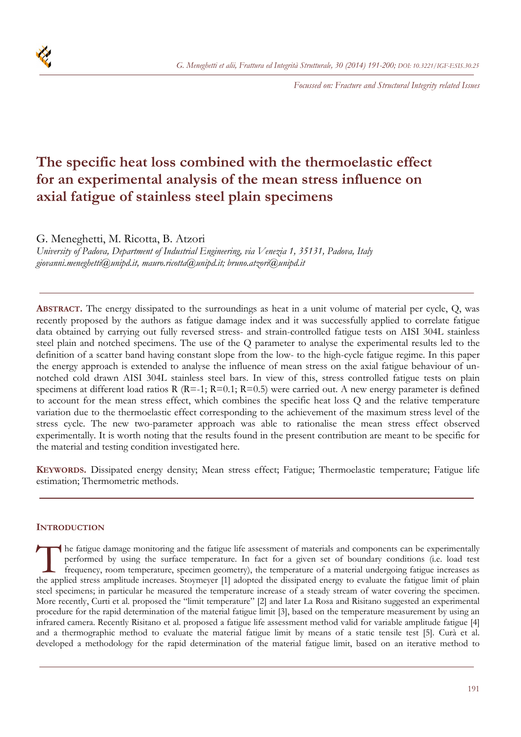*Focussed on: Fracture and Structural Integrity related Issues*

# The specific heat loss combined with the thermoelastic effect for an experimental analysis of the mean stress influence on axial fatigue of stainless steel plain specimens

G. Meneghetti, M. Ricotta, B. Atzori

*University of Padova, Department of Industrial Engineering, via Venezia 1, 35131, Padova, Italy*
*giovanni.meneghetti@unipd.it, mauro.ricotta@unipd.it; bruno.atzori@unipd.it*

**ABSTRACT.** The energy dissipated to the surroundings as heat in a unit volume of material per cycle, Q, was recently proposed by the authors as fatigue damage index and it was successfully applied to correlate fatigue data obtained by carrying out fully reversed stress- and strain-controlled fatigue tests on AISI 304L stainless steel plain and notched specimens. The use of the Q parameter to analyse the experimental results led to the definition of a scatter band having constant slope from the low- to the high-cycle fatigue regime. In this paper the energy approach is extended to analyse the influence of mean stress on the axial fatigue behaviour of un-notched cold drawn AISI 304L stainless steel bars. In view of this, stress controlled fatigue tests on plain specimens at different load ratios R (R=-1; R=0.1; R=0.5) were carried out. A new energy parameter is defined to account for the mean stress effect, which combines the specific heat loss Q and the relative temperature variation due to the thermoelastic effect corresponding to the achievement of the maximum stress level of the stress cycle. The new two-parameter approach was able to rationalise the mean stress effect observed experimentally. It is worth noting that the results found in the present contribution are meant to be specific for the material and testing condition investigated here.

**KEYWORDS.** Dissipated energy density; Mean stress effect; Fatigue; Thermoelastic temperature; Fatigue life estimation; Thermometric methods.

## INTRODUCTION

The fatigue damage monitoring and the fatigue life assessment of materials and components can be experimentally performed by using the surface temperature. In fact for a given set of boundary conditions (i.e. load test frequency, room temperature, specimen geometry), the temperature of a material undergoing fatigue increases as the applied stress amplitude increases. Stoymeyer [1] adopted the dissipated energy to evaluate the fatigue limit of plain steel specimens; in particular he measured the temperature increase of a steady stream of water covering the specimen. More recently, Curti et al. proposed the "limit temperature" [2] and later La Rosa and Risitano suggested an experimental procedure for the rapid determination of the material fatigue limit [3], based on the temperature measurement by using an infrared camera. Recently Risitano et al. proposed a fatigue life assessment method valid for variable amplitude fatigue [4] and a thermographic method to evaluate the material fatigue limit by means of a static tensile test [5]. Curà et al. developed a methodology for the rapid determination of the material fatigue limit, based on an iterative method to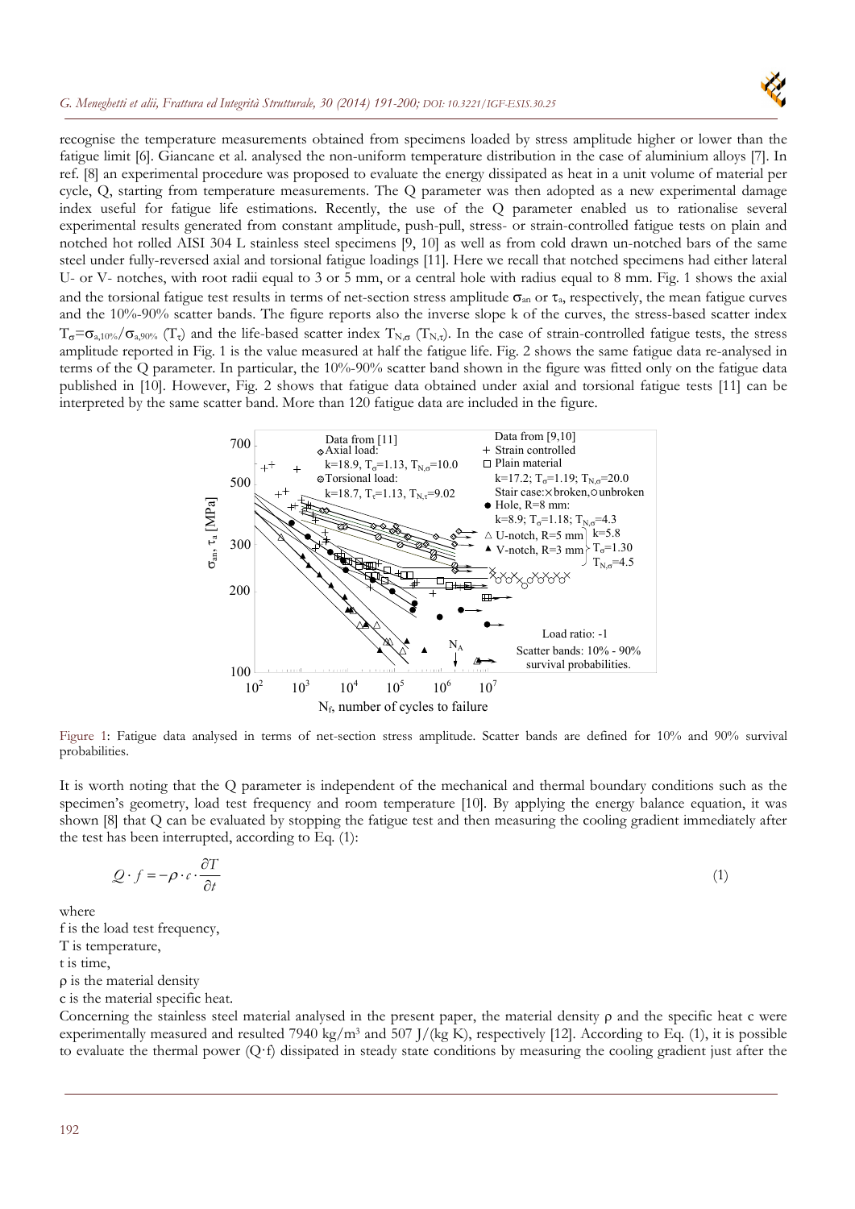recognise the temperature measurements obtained from specimens loaded by stress amplitude higher or lower than the fatigue limit [6]. Giancane et al. analysed the non-uniform temperature distribution in the case of aluminium alloys [7]. In ref. [8] an experimental procedure was proposed to evaluate the energy dissipated as heat in a unit volume of material per cycle, Q, starting from temperature measurements. The Q parameter was then adopted as a new experimental damage index useful for fatigue life estimations. Recently, the use of the Q parameter enabled us to rationalise several experimental results generated from constant amplitude, push-pull, stress- or strain-controlled fatigue tests on plain and notched hot rolled AISI 304 L stainless steel specimens [9, 10] as well as from cold drawn un-notched bars of the same steel under fully-reversed axial and torsional fatigue loadings [11]. Here we recall that notched specimens had either lateral U- or V- notches, with root radii equal to 3 or 5 mm, or a central hole with radius equal to 8 mm. Fig. 1 shows the axial and the torsional fatigue test results in terms of net-section stress amplitude $\sigma_{an}$ or $\tau_a$, respectively, the mean fatigue curves and the 10%-90% scatter bands. The figure reports also the inverse slope k of the curves, the stress-based scatter index $T_\sigma=\sigma_{a,10\%}/\sigma_{a,90\%}$ ($T_\tau$) and the life-based scatter index $T_{N,\sigma}$ ($T_{N,\tau}$). In the case of strain-controlled fatigue tests, the stress amplitude reported in Fig. 1 is the value measured at half the fatigue life. Fig. 2 shows the same fatigue data re-analysed in terms of the Q parameter. In particular, the 10%-90% scatter band shown in the figure was fitted only on the fatigue data published in [10]. However, Fig. 2 shows that fatigue data obtained under axial and torsional fatigue tests [11] can be interpreted by the same scatter band. More than 120 fatigue data are included in the figure.

Figure 1: Fatigue data analysed in terms of net-section stress amplitude. Scatter bands are defined for 10% and 90% survival probabilities.

It is worth noting that the Q parameter is independent of the mechanical and thermal boundary conditions such as the specimen's geometry, load test frequency and room temperature [10]. By applying the energy balance equation, it was shown [8] that Q can be evaluated by stopping the fatigue test and then measuring the cooling gradient immediately after the test has been interrupted, according to Eq. (1):

$$Q \cdot f = -\rho \cdot c \cdot \frac{\partial T}{\partial t} \tag{1}$$

where

f is the load test frequency,

T is temperature,

t is time,

ρ is the material density

c is the material specific heat.

Concerning the stainless steel material analysed in the present paper, the material density ρ and the specific heat c were experimentally measured and resulted 7940 kg/m$^3$ and 507 J/(kg K), respectively [12]. According to Eq. (1), it is possible to evaluate the thermal power ($Q \cdot f$) dissipated in steady state conditions by measuring the cooling gradient just after the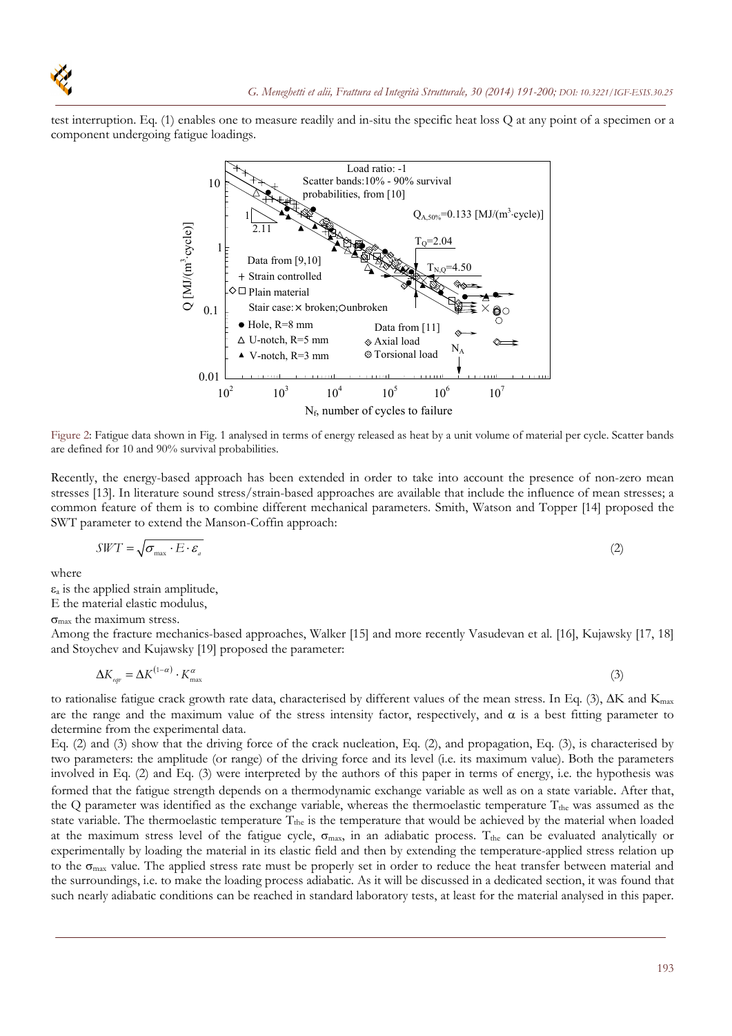test interruption. Eq. (1) enables one to measure readily and in-situ the specific heat loss Q at any point of a specimen or a component undergoing fatigue loadings.

Figure 2: Fatigue data shown in Fig. 1 analysed in terms of energy released as heat by a unit volume of material per cycle. Scatter bands are defined for 10 and 90% survival probabilities.

Recently, the energy-based approach has been extended in order to take into account the presence of non-zero mean stresses [13]. In literature sound stress/strain-based approaches are available that include the influence of mean stresses; a common feature of them is to combine different mechanical parameters. Smith, Watson and Topper [14] proposed the SWT parameter to extend the Manson-Coffin approach:

$$SWT = \sqrt{\sigma_{max} \cdot E \cdot \varepsilon_a} \tag{2}$$

where

$\varepsilon_a$ is the applied strain amplitude,

E the material elastic modulus,

$\sigma_{max}$ the maximum stress.

Among the fracture mechanics-based approaches, Walker [15] and more recently Vasudevan et al. [16], Kujawsky [17, 18] and Stoychev and Kujawsky [19] proposed the parameter:

$$\Delta K_{eqv} = \Delta K^{(1-\alpha)} \cdot K_{max}^{\alpha} \tag{3}$$

to rationalise fatigue crack growth rate data, characterised by different values of the mean stress. In Eq. (3), $\Delta K$ and $K_{max}$ are the range and the maximum value of the stress intensity factor, respectively, and $\alpha$ is a best fitting parameter to determine from the experimental data.

Eq. (2) and (3) show that the driving force of the crack nucleation, Eq. (2), and propagation, Eq. (3), is characterised by two parameters: the amplitude (or range) of the driving force and its level (i.e. its maximum value). Both the parameters involved in Eq. (2) and Eq. (3) were interpreted by the authors of this paper in terms of energy, i.e. the hypothesis was formed that the fatigue strength depends on a thermodynamic exchange variable as well as on a state variable. After that, the Q parameter was identified as the exchange variable, whereas the thermoelastic temperature $T_{the}$ was assumed as the state variable. The thermoelastic temperature $T_{the}$ is the temperature that would be achieved by the material when loaded at the maximum stress level of the fatigue cycle, $\sigma_{max}$, in an adiabatic process. $T_{the}$ can be evaluated analytically or experimentally by loading the material in its elastic field and then by extending the temperature-applied stress relation up to the $\sigma_{max}$ value. The applied stress rate must be properly set in order to reduce the heat transfer between material and the surroundings, i.e. to make the loading process adiabatic. As it will be discussed in a dedicated section, it was found that such nearly adiabatic conditions can be reached in standard laboratory tests, at least for the material analysed in this paper.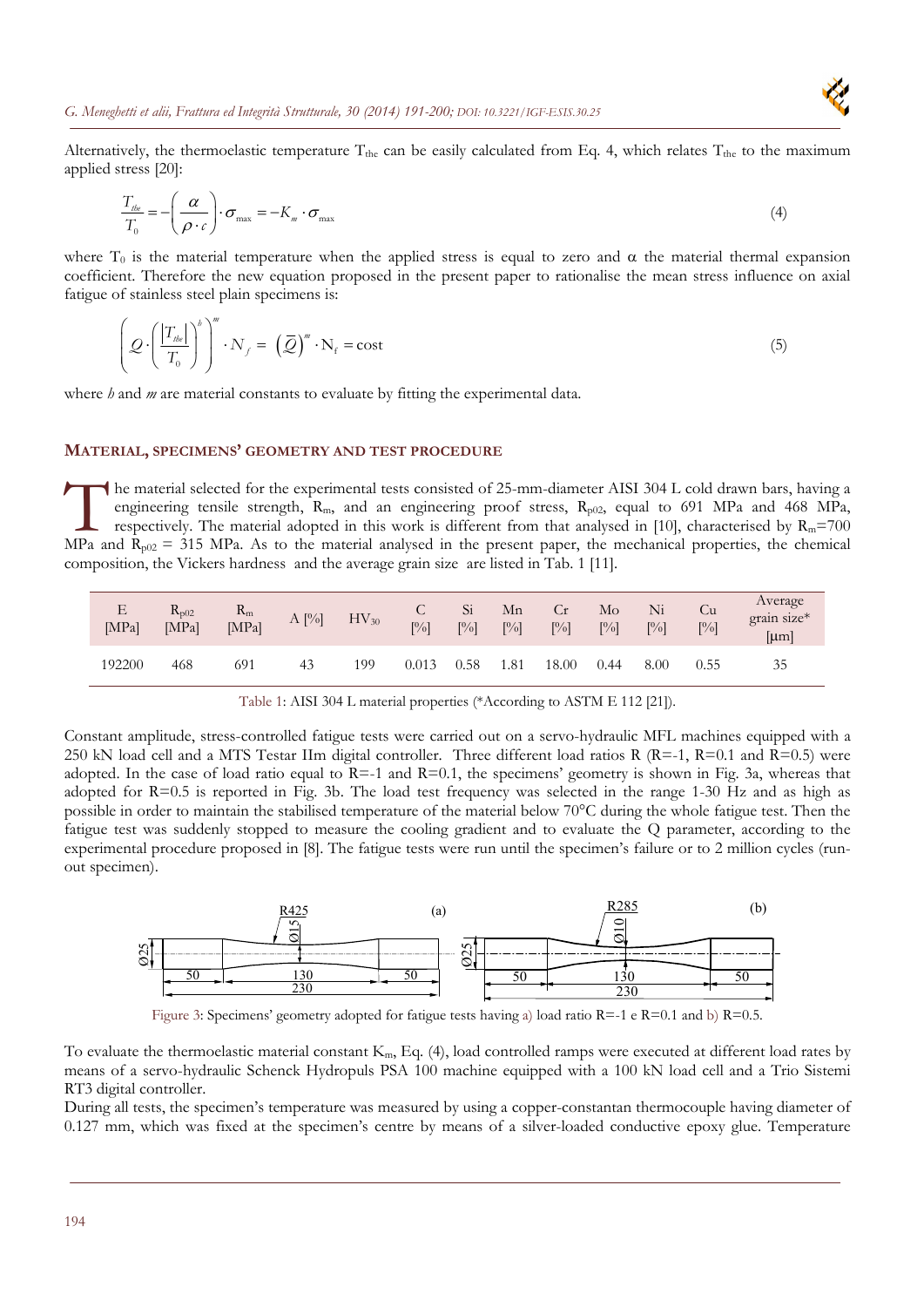Alternatively, the thermoelastic temperature $T_{the}$ can be easily calculated from Eq. 4, which relates $T_{the}$ to the maximum applied stress [20]:

$$\frac{T_{the}}{T_0} = -\left(\frac{\alpha}{\rho \cdot c}\right) \cdot \sigma_{max} = -K_m \cdot \sigma_{max} \tag{4}$$

where $T_0$ is the material temperature when the applied stress is equal to zero and $\alpha$ the material thermal expansion coefficient. Therefore the new equation proposed in the present paper to rationalise the mean stress influence on axial fatigue of stainless steel plain specimens is:

$$\left(Q \cdot \left(\frac{|T_{the}|}{T_0}\right)^h\right)^m \cdot N_f = \left(\overline{Q}\right)^m \cdot N_f = \text{cost} \tag{5}$$

where *h* and *m* are material constants to evaluate by fitting the experimental data.

## MATERIAL, SPECIMENS' GEOMETRY AND TEST PROCEDURE

The material selected for the experimental tests consisted of 25-mm-diameter AISI 304 L cold drawn bars, having a engineering tensile strength, $R_m$, and an engineering proof stress, $R_{p02}$, equal to 691 MPa and 468 MPa, respectively. The material adopted in this work is different from that analysed in [10], characterised by $R_m$=700 MPa and $R_{p02}$ = 315 MPa. As to the material analysed in the present paper, the mechanical properties, the chemical composition, the Vickers hardness and the average grain size are listed in Tab. 1 [11].

| E [MPa] | $R_{p02}$ [MPa] | $R_m$ [MPa] | A [%] | $HV_{30}$ | C [%] | Si [%] | Mn [%] | Cr [%] | Mo [%] | Ni [%] | Cu [%] | Average grain size* [μm] |
|---|---|---|---|---|---|---|---|---|---|---|---|---|
| 192200 | 468 | 691 | 43 | 199 | 0.013 | 0.58 | 1.81 | 18.00 | 0.44 | 8.00 | 0.55 | 35 |

Table 1: AISI 304 L material properties (*According to ASTM E 112 [21]).

Constant amplitude, stress-controlled fatigue tests were carried out on a servo-hydraulic MFL machines equipped with a 250 kN load cell and a MTS Testar IIm digital controller. Three different load ratios R (R=-1, R=0.1 and R=0.5) were adopted. In the case of load ratio equal to R=-1 and R=0.1, the specimens' geometry is shown in Fig. 3a, whereas that adopted for R=0.5 is reported in Fig. 3b. The load test frequency was selected in the range 1-30 Hz and as high as possible in order to maintain the stabilised temperature of the material below 70°C during the whole fatigue test. Then the fatigue test was suddenly stopped to measure the cooling gradient and to evaluate the Q parameter, according to the experimental procedure proposed in [8]. The fatigue tests were run until the specimen's failure or to 2 million cycles (run-out specimen).

Figure 3: Specimens' geometry adopted for fatigue tests having a) load ratio R=-1 e R=0.1 and b) R=0.5.

To evaluate the thermoelastic material constant $K_m$, Eq. (4), load controlled ramps were executed at different load rates by means of a servo-hydraulic Schenck Hydropuls PSA 100 machine equipped with a 100 kN load cell and a Trio Sistemi RT3 digital controller.

During all tests, the specimen's temperature was measured by using a copper-constantan thermocouple having diameter of 0.127 mm, which was fixed at the specimen's centre by means of a silver-loaded conductive epoxy glue. Temperature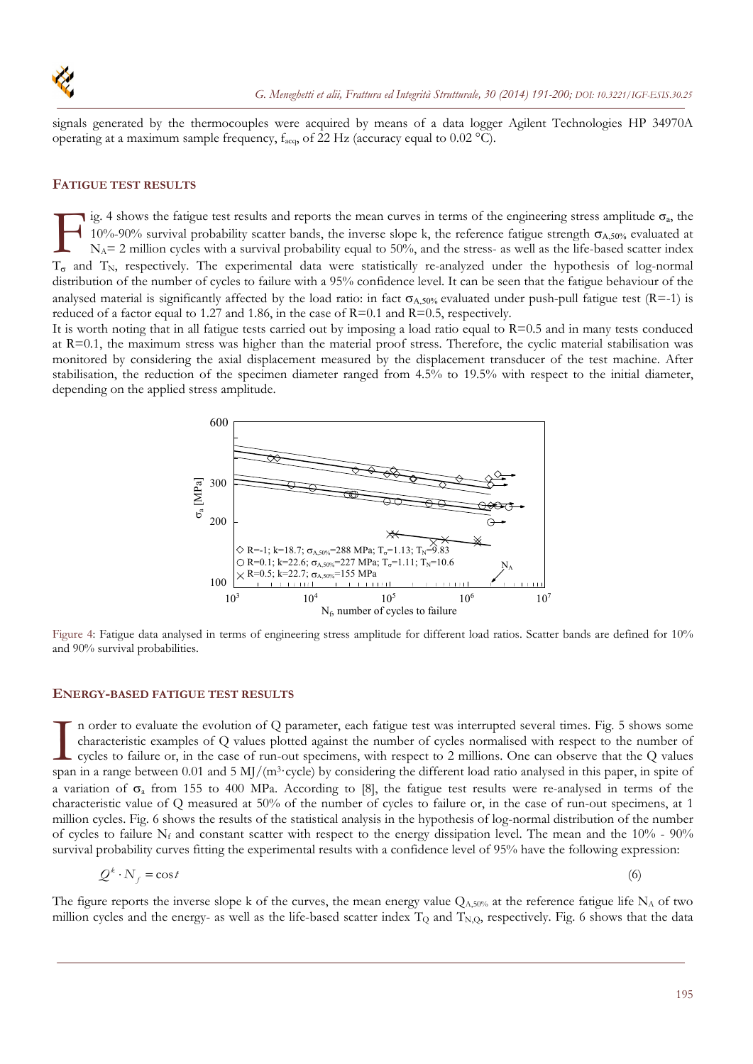signals generated by the thermocouples were acquired by means of a data logger Agilent Technologies HP 34970A operating at a maximum sample frequency, $f_{acq}$, of 22 Hz (accuracy equal to 0.02 °C).

## FATIGUE TEST RESULTS

Fig. 4 shows the fatigue test results and reports the mean curves in terms of the engineering stress amplitude $\sigma_a$, the 10%-90% survival probability scatter bands, the inverse slope k, the reference fatigue strength $\sigma_{A,50\%}$ evaluated at $N_A$= 2 million cycles with a survival probability equal to 50%, and the stress- as well as the life-based scatter index $T_\sigma$ and $T_N$, respectively. The experimental data were statistically re-analyzed under the hypothesis of log-normal distribution of the number of cycles to failure with a 95% confidence level. It can be seen that the fatigue behaviour of the analysed material is significantly affected by the load ratio: in fact $\sigma_{A,50\%}$ evaluated under push-pull fatigue test (R=-1) is reduced of a factor equal to 1.27 and 1.86, in the case of R=0.1 and R=0.5, respectively.

It is worth noting that in all fatigue tests carried out by imposing a load ratio equal to R=0.5 and in many tests conducted at R=0.1, the maximum stress was higher than the material proof stress. Therefore, the cyclic material stabilisation was monitored by considering the axial displacement measured by the displacement transducer of the test machine. After stabilisation, the reduction of the specimen diameter ranged from 4.5% to 19.5% with respect to the initial diameter, depending on the applied stress amplitude.

Figure 4: Fatigue data analysed in terms of engineering stress amplitude for different load ratios. Scatter bands are defined for 10% and 90% survival probabilities.

## ENERGY-BASED FATIGUE TEST RESULTS

In order to evaluate the evolution of Q parameter, each fatigue test was interrupted several times. Fig. 5 shows some characteristic examples of Q values plotted against the number of cycles normalised with respect to the number of cycles to failure or, in the case of run-out specimens, with respect to 2 millions. One can observe that the Q values span in a range between 0.01 and 5 MJ/(m$^3$·cycle) by considering the different load ratio analysed in this paper, in spite of a variation of $\sigma_a$ from 155 to 400 MPa. According to [8], the fatigue test results were re-analysed in terms of the characteristic value of Q measured at 50% of the number of cycles to failure or, in the case of run-out specimens, at 1 million cycles. Fig. 6 shows the results of the statistical analysis in the hypothesis of log-normal distribution of the number of cycles to failure $N_f$ and constant scatter with respect to the energy dissipation level. The mean and the 10% - 90% survival probability curves fitting the experimental results with a confidence level of 95% have the following expression:

$$Q^k \cdot N_f = \cos t \tag{6}$$

The figure reports the inverse slope k of the curves, the mean energy value $Q_{A,50\%}$ at the reference fatigue life $N_A$ of two million cycles and the energy- as well as the life-based scatter index $T_Q$ and $T_{N,Q}$, respectively. Fig. 6 shows that the data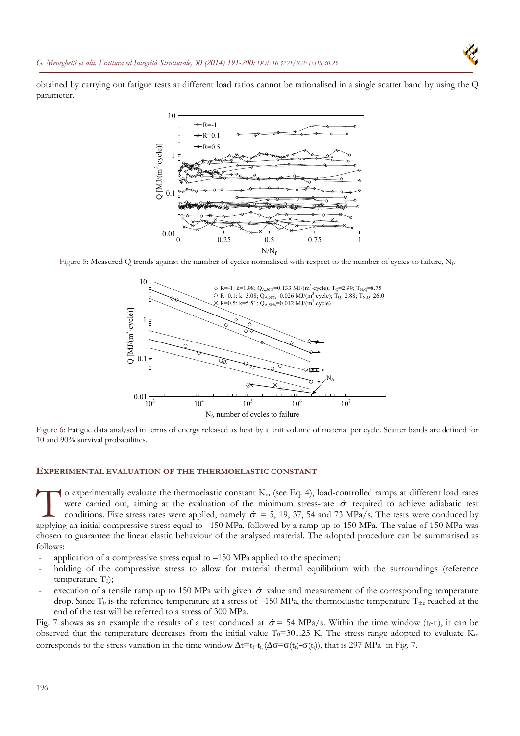obtained by carrying out fatigue tests at different load ratios cannot be rationalised in a single scatter band by using the Q parameter.

Figure 5: Measured Q trends against the number of cycles normalised with respect to the number of cycles to failure, $N_f$.

Figure 6: Fatigue data analysed in terms of energy released as heat by a unit volume of material per cycle. Scatter bands are defined for 10 and 90% survival probabilities.

## EXPERIMENTAL EVALUATION OF THE THERMOELASTIC CONSTANT

To experimentally evaluate the thermoelastic constant $K_m$ (see Eq. 4), load-controlled ramps at different load rates were carried out, aiming at the evaluation of the minimum stress-rate $\dot{\sigma}$ required to achieve adiabatic test conditions. Five stress rates were applied, namely $\dot{\sigma}$ = 5, 19, 37, 54 and 73 MPa/s. The tests were conduced by applying an initial compressive stress equal to –150 MPa, followed by a ramp up to 150 MPa. The value of 150 MPa was chosen to guarantee the linear elastic behaviour of the analysed material. The adopted procedure can be summarised as follows:

- application of a compressive stress equal to –150 MPa applied to the specimen;
- holding of the compressive stress to allow for material thermal equilibrium with the surroundings (reference temperature $T_0$);
- execution of a tensile ramp up to 150 MPa with given $\dot{\sigma}$ value and measurement of the corresponding temperature drop. Since $T_0$ is the reference temperature at a stress of –150 MPa, the thermoelastic temperature $T_{the}$ reached at the end of the test will be referred to a stress of 300 MPa.

Fig. 7 shows as an example the results of a test conduced at $\dot{\sigma}$ = 54 MPa/s. Within the time window ($t_f$-$t_i$), it can be observed that the temperature decreases from the initial value $T_0$=301.25 K. The stress range adopted to evaluate $K_m$ corresponds to the stress variation in the time window $\Delta t=t_f-t_i$, ($\Delta\sigma=\sigma(t_f)-\sigma(t_i)$), that is 297 MPa in Fig. 7.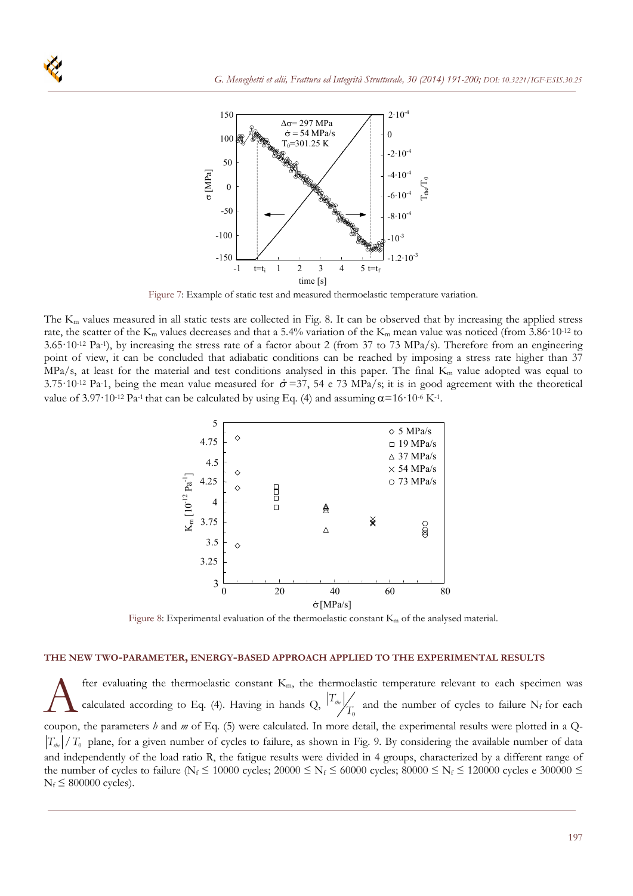Figure 7: Example of static test and measured thermoelastic temperature variation.

The $K_m$ values measured in all static tests are collected in Fig. 8. It can be observed that by increasing the applied stress rate, the scatter of the $K_m$ values decreases and that a 5.4% variation of the $K_m$ mean value was noticed (from $3.86 \cdot 10^{-12}$ to $3.65 \cdot 10^{-12}$ $Pa^{-1}$), by increasing the stress rate of a factor about 2 (from 37 to 73 MPa/s). Therefore from an engineering point of view, it can be concluded that adiabatic conditions can be reached by imposing a stress rate higher than 37 MPa/s, at least for the material and test conditions analysed in this paper. The final $K_m$ value adopted was equal to $3.75 \cdot 10^{-12}$ $Pa^{-1}$, being the mean value measured for $\dot{\sigma}$ =37, 54 e 73 MPa/s; it is in good agreement with the theoretical value of $3.97 \cdot 10^{-12}$ $Pa^{-1}$ that can be calculated by using Eq. (4) and assuming $\alpha = 16 \cdot 10^{-6}$ $K^{-1}$.

Figure 8: Experimental evaluation of the thermoelastic constant $K_m$ of the analysed material.

## THE NEW TWO-PARAMETER, ENERGY-BASED APPROACH APPLIED TO THE EXPERIMENTAL RESULTS

After evaluating the thermoelastic constant $K_m$, the thermoelastic temperature relevant to each specimen was calculated according to Eq. (4). Having in hands Q, $|T_{the}|/T_0$ and the number of cycles to failure $N_f$ for each coupon, the parameters *h* and *m* of Eq. (5) were calculated. In more detail, the experimental results were plotted in a Q-$|T_{the}|/T_0$ plane, for a given number of cycles to failure, as shown in Fig. 9. By considering the available number of data and independently of the load ratio R, the fatigue results were divided in 4 groups, characterized by a different range of the number of cycles to failure ($N_f \leq 10000$ cycles; $20000 \leq N_f \leq 60000$ cycles; $80000 \leq N_f \leq 120000$ cycles e $300000 \leq N_f \leq 800000$ cycles).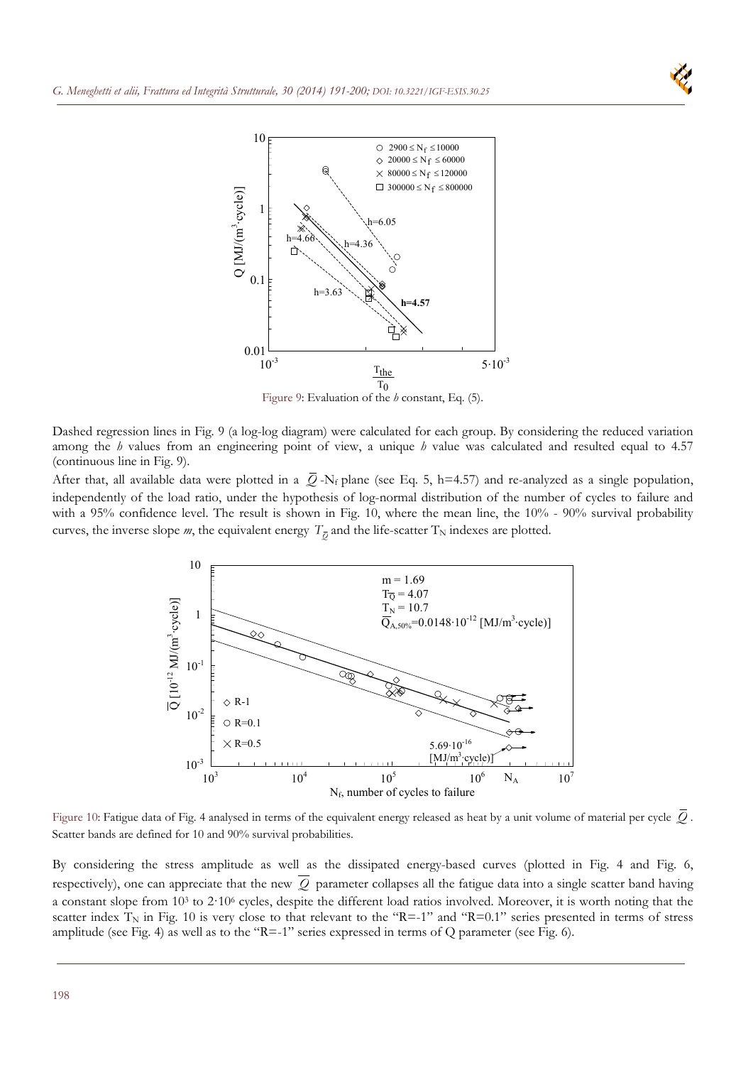Figure 9: Evaluation of the $h$ constant, Eq. (5).

Dashed regression lines in Fig. 9 (a log-log diagram) were calculated for each group. By considering the reduced variation among the $h$ values from an engineering point of view, a unique $h$ value was calculated and resulted equal to 4.57 (continuous line in Fig. 9).

After that, all available data were plotted in a $\overline{Q}$-$N_f$ plane (see Eq. 5, h=4.57) and re-analyzed as a single population, independently of the load ratio, under the hypothesis of log-normal distribution of the number of cycles to failure and with a 95% confidence level. The result is shown in Fig. 10, where the mean line, the 10% - 90% survival probability curves, the inverse slope $m$, the equivalent energy $T_{\overline{Q}}$ and the life-scatter $T_N$ indexes are plotted.

Figure 10: Fatigue data of Fig. 4 analysed in terms of the equivalent energy released as heat by a unit volume of material per cycle $\overline{Q}$. Scatter bands are defined for 10 and 90% survival probabilities.

By considering the stress amplitude as well as the dissipated energy-based curves (plotted in Fig. 4 and Fig. 6, respectively), one can appreciate that the new $\overline{Q}$ parameter collapses all the fatigue data into a single scatter band having a constant slope from $10^3$ to $2 \cdot 10^6$ cycles, despite the different load ratios involved. Moreover, it is worth noting that the scatter index $T_N$ in Fig. 10 is very close to that relevant to the "R=-1" and "R=0.1" series presented in terms of stress amplitude (see Fig. 4) as well as to the "R=-1" series expressed in terms of Q parameter (see Fig. 6).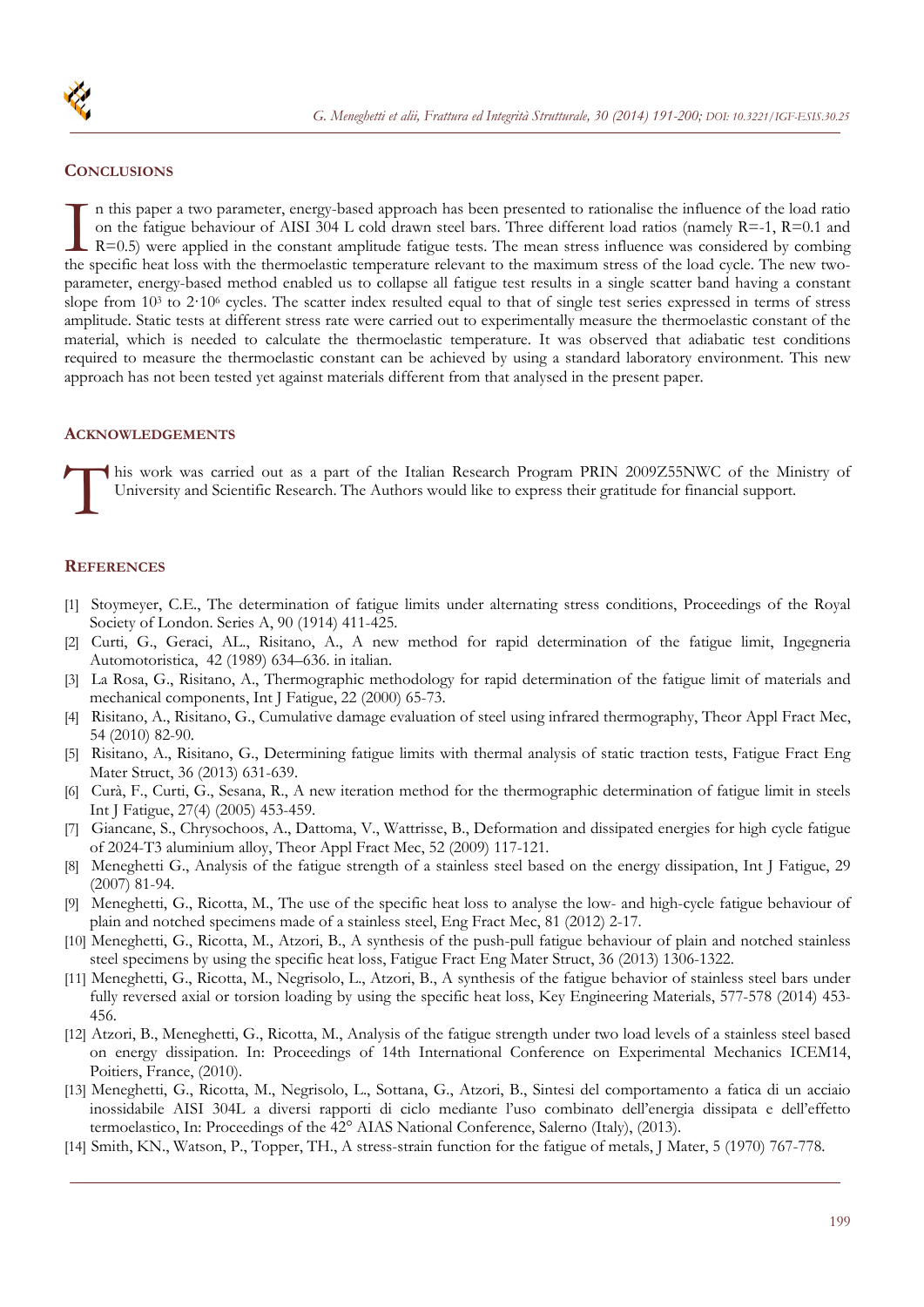## CONCLUSIONS

In this paper a two parameter, energy-based approach has been presented to rationalise the influence of the load ratio on the fatigue behaviour of AISI 304 L cold drawn steel bars. Three different load ratios (namely R=-1, R=0.1 and R=0.5) were applied in the constant amplitude fatigue tests. The mean stress influence was considered by combing the specific heat loss with the thermoelastic temperature relevant to the maximum stress of the load cycle. The new two-parameter, energy-based method enabled us to collapse all fatigue test results in a single scatter band having a constant slope from $10^3$ to $2 \cdot 10^6$ cycles. The scatter index resulted equal to that of single test series expressed in terms of stress amplitude. Static tests at different stress rate were carried out to experimentally measure the thermoelastic constant of the material, which is needed to calculate the thermoelastic temperature. It was observed that adiabatic test conditions required to measure the thermoelastic constant can be achieved by using a standard laboratory environment. This new approach has not been tested yet against materials different from that analysed in the present paper.

## ACKNOWLEDGEMENTS

This work was carried out as a part of the Italian Research Program PRIN 2009Z55NWC of the Ministry of University and Scientific Research. The Authors would like to express their gratitude for financial support.

## REFERENCES

[1] Stoymeyer, C.E., The determination of fatigue limits under alternating stress conditions, Proceedings of the Royal Society of London. Series A, 90 (1914) 411-425.

[2] Curti, G., Geraci, AL., Risitano, A., A new method for rapid determination of the fatigue limit, Ingegneria Automotoristica, 42 (1989) 634–636. in italian.

[3] La Rosa, G., Risitano, A., Thermographic methodology for rapid determination of the fatigue limit of materials and mechanical components, Int J Fatigue, 22 (2000) 65-73.

[4] Risitano, A., Risitano, G., Cumulative damage evaluation of steel using infrared thermography, Theor Appl Fract Mec, 54 (2010) 82-90.

[5] Risitano, A., Risitano, G., Determining fatigue limits with thermal analysis of static traction tests, Fatigue Fract Eng Mater Struct, 36 (2013) 631-639.

[6] Curà, F., Curti, G., Sesana, R., A new iteration method for the thermographic determination of fatigue limit in steels Int J Fatigue, 27(4) (2005) 453-459.

[7] Giancane, S., Chrysochoos, A., Dattoma, V., Wattrisse, B., Deformation and dissipated energies for high cycle fatigue of 2024-T3 aluminium alloy, Theor Appl Fract Mec, 52 (2009) 117-121.

[8] Meneghetti G., Analysis of the fatigue strength of a stainless steel based on the energy dissipation, Int J Fatigue, 29 (2007) 81-94.

[9] Meneghetti, G., Ricotta, M., The use of the specific heat loss to analyse the low- and high-cycle fatigue behaviour of plain and notched specimens made of a stainless steel, Eng Fract Mec, 81 (2012) 2-17.

[10] Meneghetti, G., Ricotta, M., Atzori, B., A synthesis of the push-pull fatigue behaviour of plain and notched stainless steel specimens by using the specific heat loss, Fatigue Fract Eng Mater Struct, 36 (2013) 1306-1322.

[11] Meneghetti, G., Ricotta, M., Negrisolo, L., Atzori, B., A synthesis of the fatigue behavior of stainless steel bars under fully reversed axial or torsion loading by using the specific heat loss, Key Engineering Materials, 577-578 (2014) 453-456.

[12] Atzori, B., Meneghetti, G., Ricotta, M., Analysis of the fatigue strength under two load levels of a stainless steel based on energy dissipation. In: Proceedings of 14th International Conference on Experimental Mechanics ICEM14, Poitiers, France, (2010).

[13] Meneghetti, G., Ricotta, M., Negrisolo, L., Sottana, G., Atzori, B., Sintesi del comportamento a fatica di un acciaio inossidabile AISI 304L a diversi rapporti di ciclo mediante l'uso combinato dell'energia dissipata e dell'effetto termoelastico, In: Proceedings of the 42° AIAS National Conference, Salerno (Italy), (2013).

[14] Smith, KN., Watson, P., Topper, TH., A stress-strain function for the fatigue of metals, J Mater, 5 (1970) 767-778.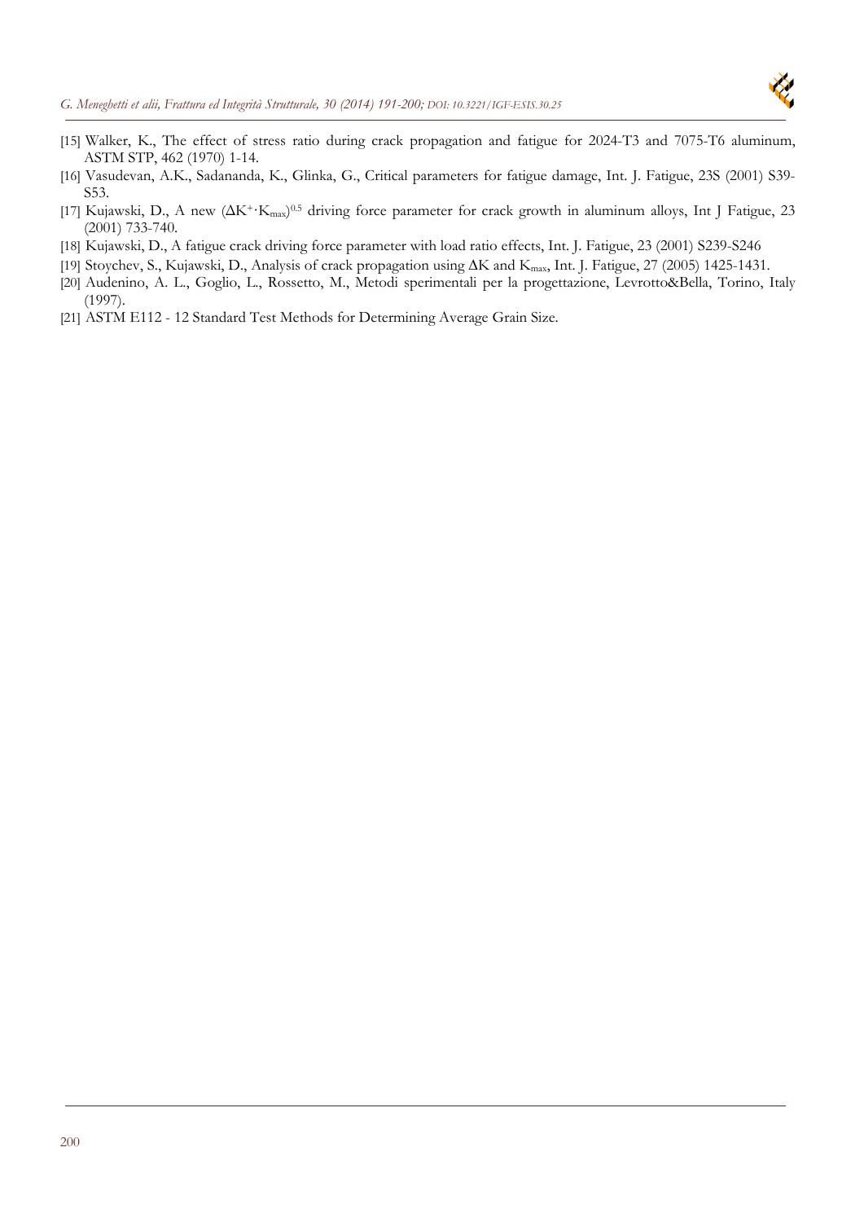[15] Walker, K., The effect of stress ratio during crack propagation and fatigue for 2024-T3 and 7075-T6 aluminum, ASTM STP, 462 (1970) 1-14.

[16] Vasudevan, A.K., Sadananda, K., Glinka, G., Critical parameters for fatigue damage, Int. J. Fatigue, 23S (2001) S39-S53.

[17] Kujawski, D., A new $(\Delta K^{+} \cdot K_{max})^{0.5}$ driving force parameter for crack growth in aluminum alloys, Int J Fatigue, 23 (2001) 733-740.

[18] Kujawski, D., A fatigue crack driving force parameter with load ratio effects, Int. J. Fatigue, 23 (2001) S239-S246

[19] Stoychev, S., Kujawski, D., Analysis of crack propagation using $\Delta K$ and $K_{max}$, Int. J. Fatigue, 27 (2005) 1425-1431.

[20] Audenino, A. L., Goglio, L., Rossetto, M., Metodi sperimentali per la progettazione, Levrotto&Bella, Torino, Italy (1997).

[21] ASTM E112 - 12 Standard Test Methods for Determining Average Grain Size.